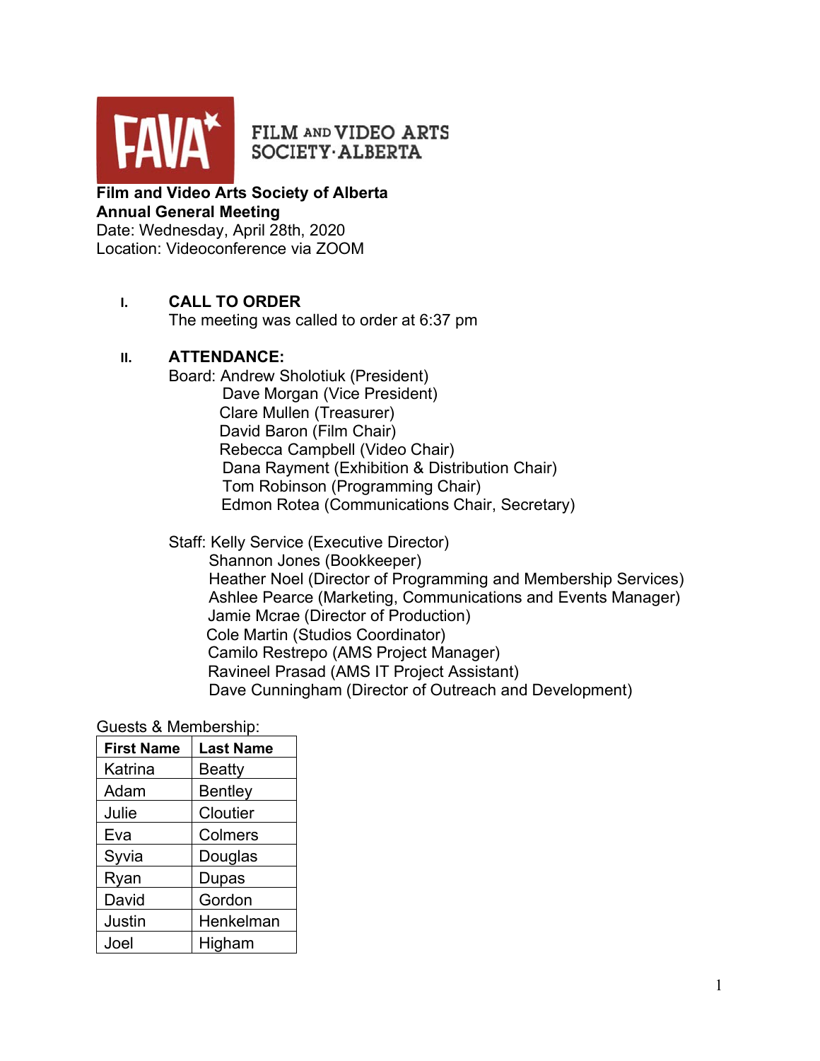FILM AND VIDEO ARTS SOCIETY·ALBERTA

**Film and Video Arts Society of Alberta**
**Annual General Meeting**
Date: Wednesday, April 28th, 2020
Location: Videoconference via ZOOM

## I. CALL TO ORDER

The meeting was called to order at 6:37 pm

## II. ATTENDANCE:

Board: Andrew Sholotiuk (President)
Dave Morgan (Vice President)
Clare Mullen (Treasurer)
David Baron (Film Chair)
Rebecca Campbell (Video Chair)
Dana Rayment (Exhibition & Distribution Chair)
Tom Robinson (Programming Chair)
Edmon Rotea (Communications Chair, Secretary)

Staff: Kelly Service (Executive Director)
Shannon Jones (Bookkeeper)
Heather Noel (Director of Programming and Membership Services)
Ashlee Pearce (Marketing, Communications and Events Manager)
Jamie Mcrae (Director of Production)
Cole Martin (Studios Coordinator)
Camilo Restrepo (AMS Project Manager)
Ravineel Prasad (AMS IT Project Assistant)
Dave Cunningham (Director of Outreach and Development)

Guests & Membership:

| First Name | Last Name |
|---|---|
| Katrina | Beatty |
| Adam | Bentley |
| Julie | Cloutier |
| Eva | Colmers |
| Syvia | Douglas |
| Ryan | Dupas |
| David | Gordon |
| Justin | Henkelman |
| Joel | Higham |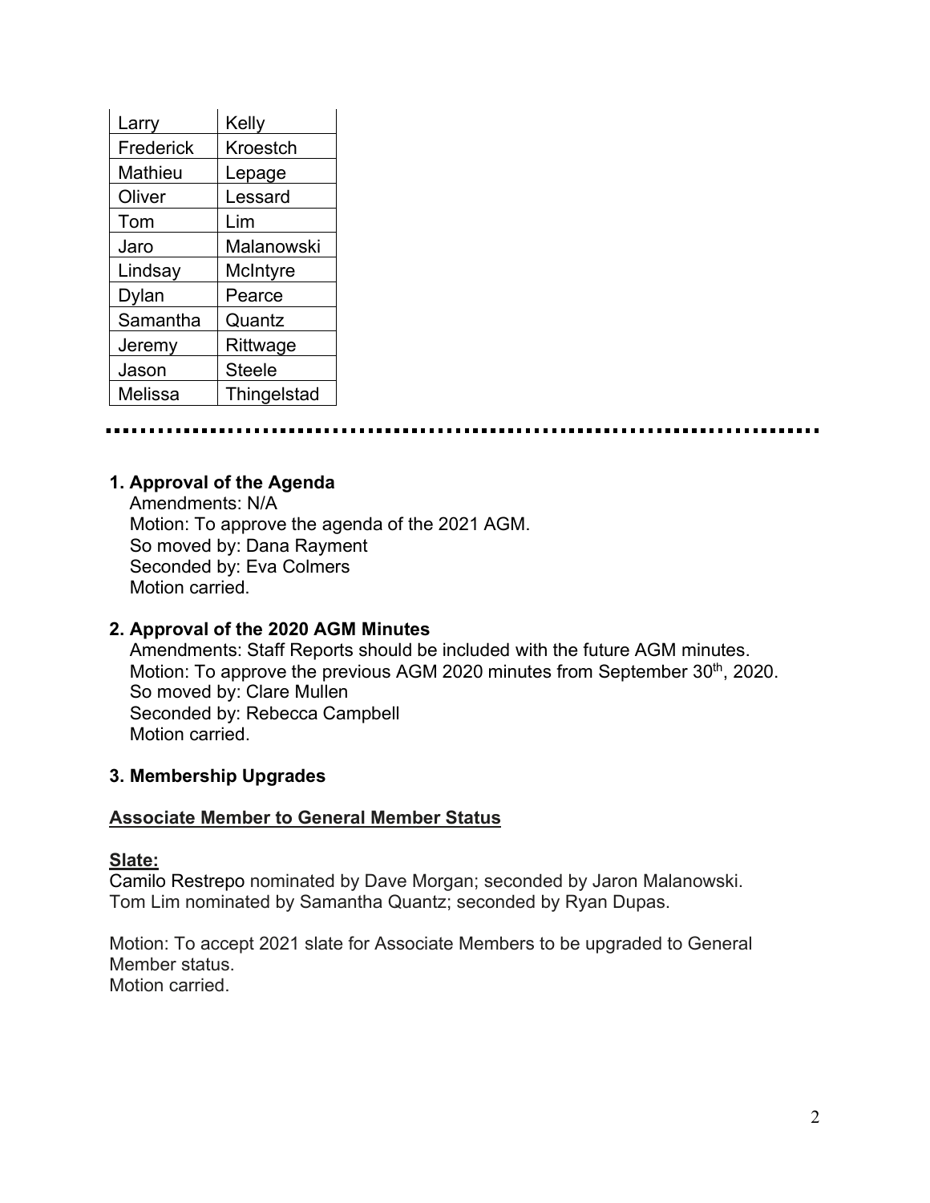| Larry | Kelly |
|---|---|
| Frederick | Kroestch |
| Mathieu | Lepage |
| Oliver | Lessard |
| Tom | Lim |
| Jaro | Malanowski |
| Lindsay | McIntyre |
| Dylan | Pearce |
| Samantha | Quantz |
| Jeremy | Rittwage |
| Jason | Steele |
| Melissa | Thingelstad |

---

**1. Approval of the Agenda**

Amendments: N/A
Motion: To approve the agenda of the 2021 AGM.
So moved by: Dana Rayment
Seconded by: Eva Colmers
Motion carried.

**2. Approval of the 2020 AGM Minutes**

Amendments: Staff Reports should be included with the future AGM minutes.
Motion: To approve the previous AGM 2020 minutes from September 30th, 2020.
So moved by: Clare Mullen
Seconded by: Rebecca Campbell
Motion carried.

**3. Membership Upgrades**

**Associate Member to General Member Status**

**Slate:**

Camilo Restrepo nominated by Dave Morgan; seconded by Jaron Malanowski.
Tom Lim nominated by Samantha Quantz; seconded by Ryan Dupas.

Motion: To accept 2021 slate for Associate Members to be upgraded to General Member status.
Motion carried.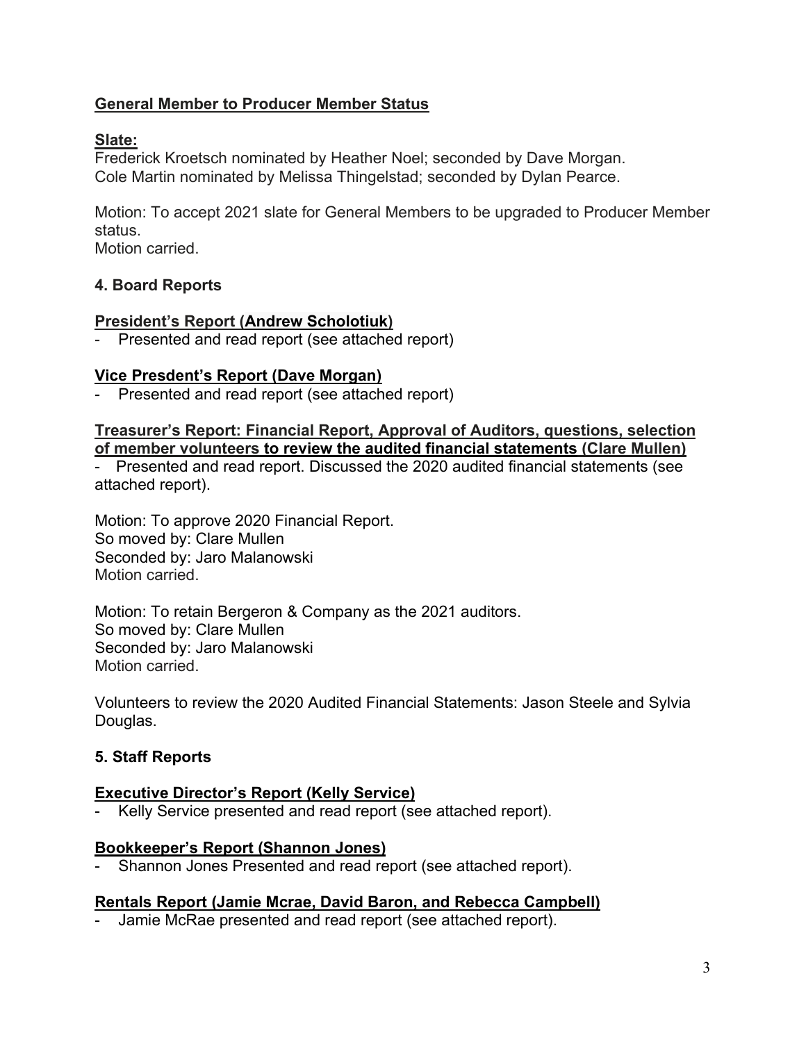**General Member to Producer Member Status**

**Slate:**
Frederick Kroetsch nominated by Heather Noel; seconded by Dave Morgan.
Cole Martin nominated by Melissa Thingelstad; seconded by Dylan Pearce.

Motion: To accept 2021 slate for General Members to be upgraded to Producer Member status.
Motion carried.

## 4. Board Reports

**President's Report (Andrew Scholotiuk)**

- Presented and read report (see attached report)

**Vice Presdent's Report (Dave Morgan)**

- Presented and read report (see attached report)

**Treasurer's Report: Financial Report, Approval of Auditors, questions, selection of member volunteers to review the audited financial statements (Clare Mullen)**

- Presented and read report. Discussed the 2020 audited financial statements (see attached report).

Motion: To approve 2020 Financial Report.
So moved by: Clare Mullen
Seconded by: Jaro Malanowski
Motion carried.

Motion: To retain Bergeron & Company as the 2021 auditors.
So moved by: Clare Mullen
Seconded by: Jaro Malanowski
Motion carried.

Volunteers to review the 2020 Audited Financial Statements: Jason Steele and Sylvia Douglas.

## 5. Staff Reports

**Executive Director's Report (Kelly Service)**

- Kelly Service presented and read report (see attached report).

**Bookkeeper's Report (Shannon Jones)**

- Shannon Jones Presented and read report (see attached report).

**Rentals Report (Jamie Mcrae, David Baron, and Rebecca Campbell)**

- Jamie McRae presented and read report (see attached report).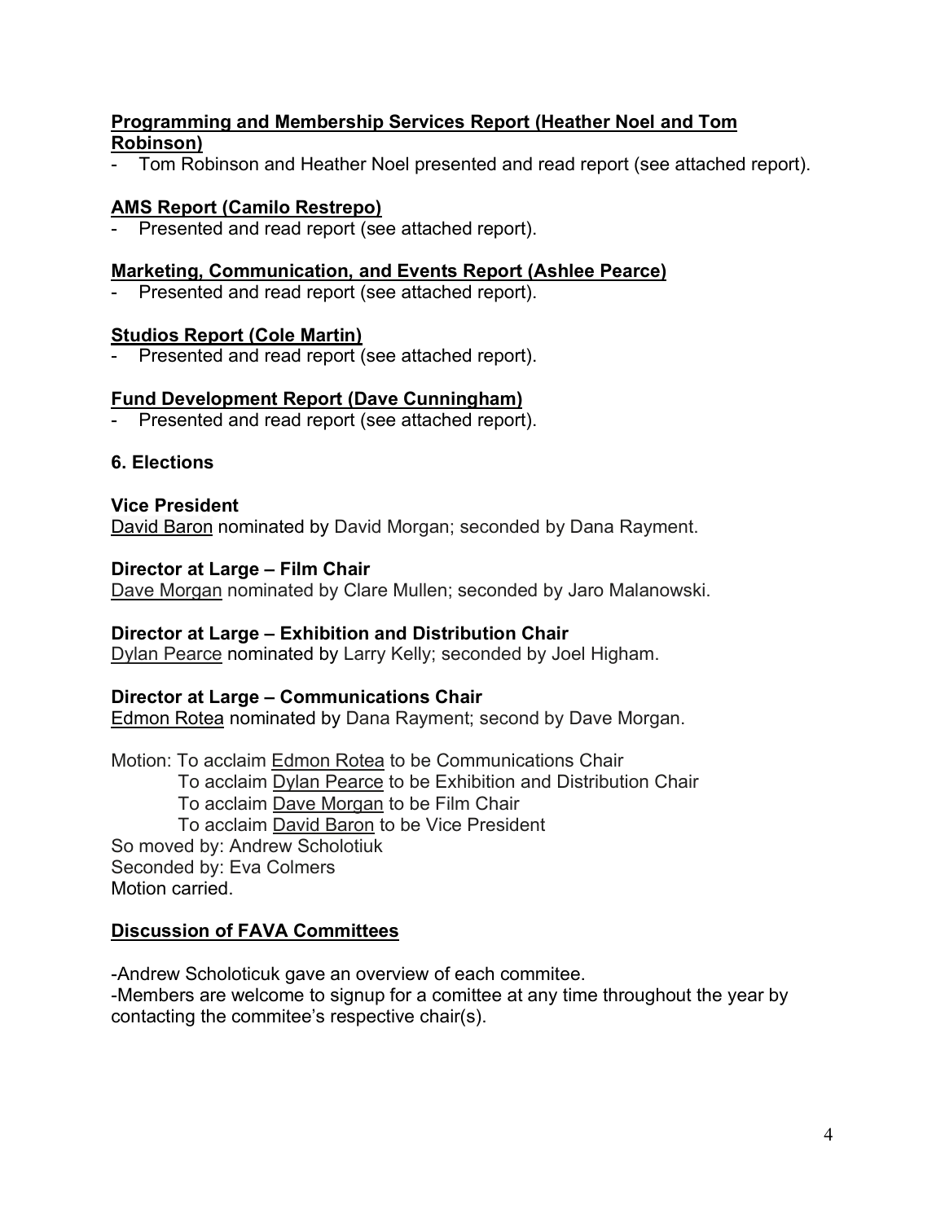**Programming and Membership Services Report (Heather Noel and Tom Robinson)**

- Tom Robinson and Heather Noel presented and read report (see attached report).

**AMS Report (Camilo Restrepo)**

- Presented and read report (see attached report).

**Marketing, Communication, and Events Report (Ashlee Pearce)**

- Presented and read report (see attached report).

**Studios Report (Cole Martin)**

- Presented and read report (see attached report).

**Fund Development Report (Dave Cunningham)**

- Presented and read report (see attached report).

## 6. Elections

**Vice President**

David Baron nominated by David Morgan; seconded by Dana Rayment.

**Director at Large – Film Chair**

Dave Morgan nominated by Clare Mullen; seconded by Jaro Malanowski.

**Director at Large – Exhibition and Distribution Chair**

Dylan Pearce nominated by Larry Kelly; seconded by Joel Higham.

**Director at Large – Communications Chair**

Edmon Rotea nominated by Dana Rayment; second by Dave Morgan.

Motion: To acclaim Edmon Rotea to be Communications Chair
To acclaim Dylan Pearce to be Exhibition and Distribution Chair
To acclaim Dave Morgan to be Film Chair
To acclaim David Baron to be Vice President
So moved by: Andrew Scholotiuk
Seconded by: Eva Colmers
Motion carried.

**Discussion of FAVA Committees**

-Andrew Scholoticuk gave an overview of each commitee.
-Members are welcome to signup for a comittee at any time throughout the year by contacting the commitee's respective chair(s).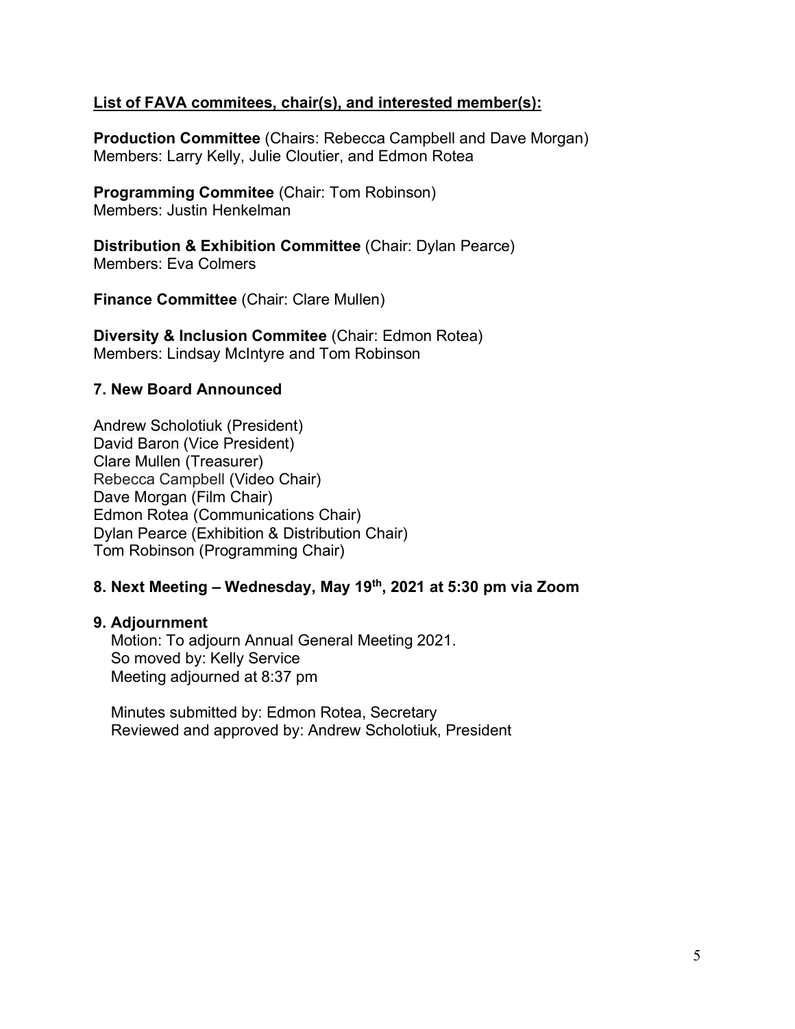**List of FAVA commitees, chair(s), and interested member(s):**

**Production Committee** (Chairs: Rebecca Campbell and Dave Morgan)
Members: Larry Kelly, Julie Cloutier, and Edmon Rotea

**Programming Commitee** (Chair: Tom Robinson)
Members: Justin Henkelman

**Distribution & Exhibition Committee** (Chair: Dylan Pearce)
Members: Eva Colmers

**Finance Committee** (Chair: Clare Mullen)

**Diversity & Inclusion Commitee** (Chair: Edmon Rotea)
Members: Lindsay McIntyre and Tom Robinson

### 7. New Board Announced

Andrew Scholotiuk (President)
David Baron (Vice President)
Clare Mullen (Treasurer)
Rebecca Campbell (Video Chair)
Dave Morgan (Film Chair)
Edmon Rotea (Communications Chair)
Dylan Pearce (Exhibition & Distribution Chair)
Tom Robinson (Programming Chair)

### 8. Next Meeting – Wednesday, May 19th, 2021 at 5:30 pm via Zoom

### 9. Adjournment

Motion: To adjourn Annual General Meeting 2021.
So moved by: Kelly Service
Meeting adjourned at 8:37 pm

Minutes submitted by: Edmon Rotea, Secretary
Reviewed and approved by: Andrew Scholotiuk, President